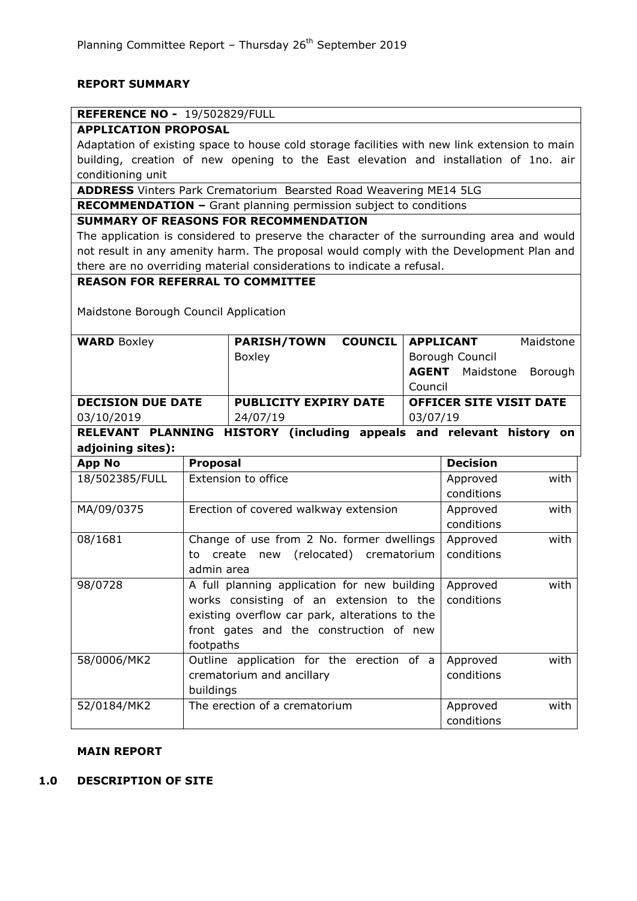Planning Committee Report – Thursday 26th September 2019

**REPORT SUMMARY**

**REFERENCE NO -** 19/502829/FULL

**APPLICATION PROPOSAL**

Adaptation of existing space to house cold storage facilities with new link extension to main building, creation of new opening to the East elevation and installation of 1no. air conditioning unit

**ADDRESS** Vinters Park Crematorium Bearsted Road Weavering ME14 5LG

**RECOMMENDATION –** Grant planning permission subject to conditions

**SUMMARY OF REASONS FOR RECOMMENDATION**

The application is considered to preserve the character of the surrounding area and would not result in any amenity harm. The proposal would comply with the Development Plan and there are no overriding material considerations to indicate a refusal.

**REASON FOR REFERRAL TO COMMITTEE**

Maidstone Borough Council Application

| **WARD** Boxley | **PARISH/TOWN COUNCIL** Boxley | **APPLICANT** Maidstone Borough Council<br>**AGENT** Maidstone Borough Council |
|---|---|---|
| **DECISION DUE DATE**<br>03/10/2019 | **PUBLICITY EXPIRY DATE**<br>24/07/19 | **OFFICER SITE VISIT DATE**<br>03/07/19 |

**RELEVANT PLANNING HISTORY (including appeals and relevant history on adjoining sites):**

| App No | Proposal | Decision |
|---|---|---|
| 18/502385/FULL | Extension to office | Approved with conditions |
| MA/09/0375 | Erection of covered walkway extension | Approved with conditions |
| 08/1681 | Change of use from 2 No. former dwellings to create new (relocated) crematorium admin area | Approved with conditions |
| 98/0728 | A full planning application for new building works consisting of an extension to the existing overflow car park, alterations to the front gates and the construction of new footpaths | Approved with conditions |
| 58/0006/MK2 | Outline application for the erection of a crematorium and ancillary buildings | Approved with conditions |
| 52/0184/MK2 | The erection of a crematorium | Approved with conditions |

**MAIN REPORT**

**1.0 DESCRIPTION OF SITE**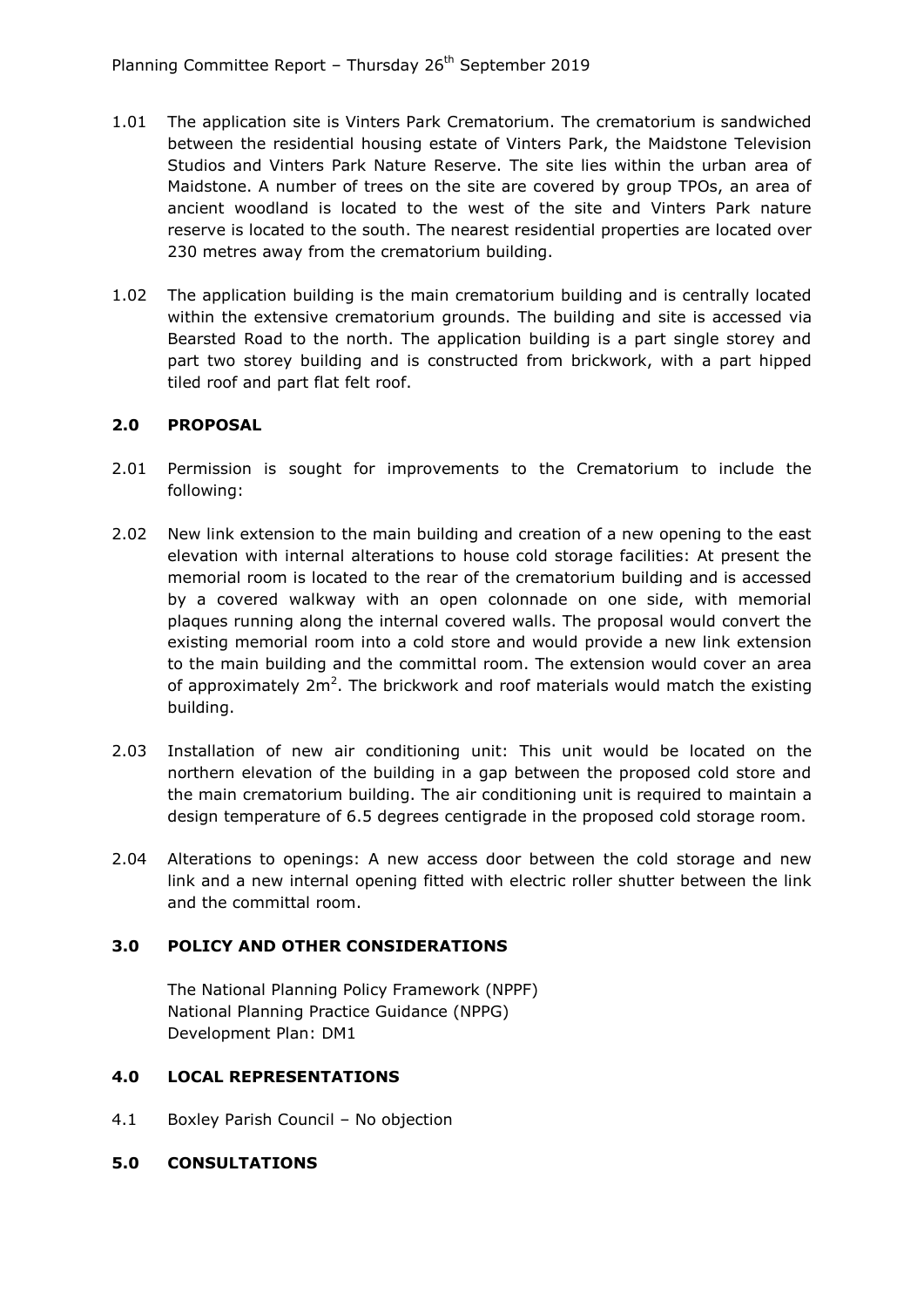1.01 The application site is Vinters Park Crematorium. The crematorium is sandwiched between the residential housing estate of Vinters Park, the Maidstone Television Studios and Vinters Park Nature Reserve. The site lies within the urban area of Maidstone. A number of trees on the site are covered by group TPOs, an area of ancient woodland is located to the west of the site and Vinters Park nature reserve is located to the south. The nearest residential properties are located over 230 metres away from the crematorium building.

1.02 The application building is the main crematorium building and is centrally located within the extensive crematorium grounds. The building and site is accessed via Bearsted Road to the north. The application building is a part single storey and part two storey building and is constructed from brickwork, with a part hipped tiled roof and part flat felt roof.

## 2.0 PROPOSAL

2.01 Permission is sought for improvements to the Crematorium to include the following:

2.02 New link extension to the main building and creation of a new opening to the east elevation with internal alterations to house cold storage facilities: At present the memorial room is located to the rear of the crematorium building and is accessed by a covered walkway with an open colonnade on one side, with memorial plaques running along the internal covered walls. The proposal would convert the existing memorial room into a cold store and would provide a new link extension to the main building and the committal room. The extension would cover an area of approximately $2m^2$. The brickwork and roof materials would match the existing building.

2.03 Installation of new air conditioning unit: This unit would be located on the northern elevation of the building in a gap between the proposed cold store and the main crematorium building. The air conditioning unit is required to maintain a design temperature of 6.5 degrees centigrade in the proposed cold storage room.

2.04 Alterations to openings: A new access door between the cold storage and new link and a new internal opening fitted with electric roller shutter between the link and the committal room.

## 3.0 POLICY AND OTHER CONSIDERATIONS

The National Planning Policy Framework (NPPF)
National Planning Practice Guidance (NPPG)
Development Plan: DM1

## 4.0 LOCAL REPRESENTATIONS

4.1 Boxley Parish Council – No objection

## 5.0 CONSULTATIONS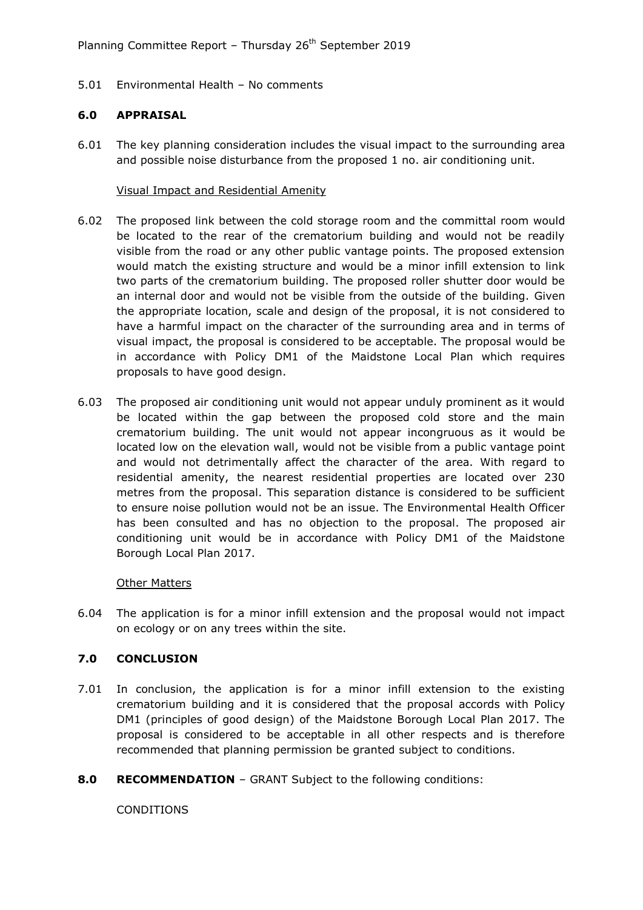5.01 Environmental Health – No comments

## 6.0 APPRAISAL

6.01 The key planning consideration includes the visual impact to the surrounding area and possible noise disturbance from the proposed 1 no. air conditioning unit.

Visual Impact and Residential Amenity

6.02 The proposed link between the cold storage room and the committal room would be located to the rear of the crematorium building and would not be readily visible from the road or any other public vantage points. The proposed extension would match the existing structure and would be a minor infill extension to link two parts of the crematorium building. The proposed roller shutter door would be an internal door and would not be visible from the outside of the building. Given the appropriate location, scale and design of the proposal, it is not considered to have a harmful impact on the character of the surrounding area and in terms of visual impact, the proposal is considered to be acceptable. The proposal would be in accordance with Policy DM1 of the Maidstone Local Plan which requires proposals to have good design.

6.03 The proposed air conditioning unit would not appear unduly prominent as it would be located within the gap between the proposed cold store and the main crematorium building. The unit would not appear incongruous as it would be located low on the elevation wall, would not be visible from a public vantage point and would not detrimentally affect the character of the area. With regard to residential amenity, the nearest residential properties are located over 230 metres from the proposal. This separation distance is considered to be sufficient to ensure noise pollution would not be an issue. The Environmental Health Officer has been consulted and has no objection to the proposal. The proposed air conditioning unit would be in accordance with Policy DM1 of the Maidstone Borough Local Plan 2017.

Other Matters

6.04 The application is for a minor infill extension and the proposal would not impact on ecology or on any trees within the site.

## 7.0 CONCLUSION

7.01 In conclusion, the application is for a minor infill extension to the existing crematorium building and it is considered that the proposal accords with Policy DM1 (principles of good design) of the Maidstone Borough Local Plan 2017. The proposal is considered to be acceptable in all other respects and is therefore recommended that planning permission be granted subject to conditions.

## 8.0 RECOMMENDATION – GRANT Subject to the following conditions:

CONDITIONS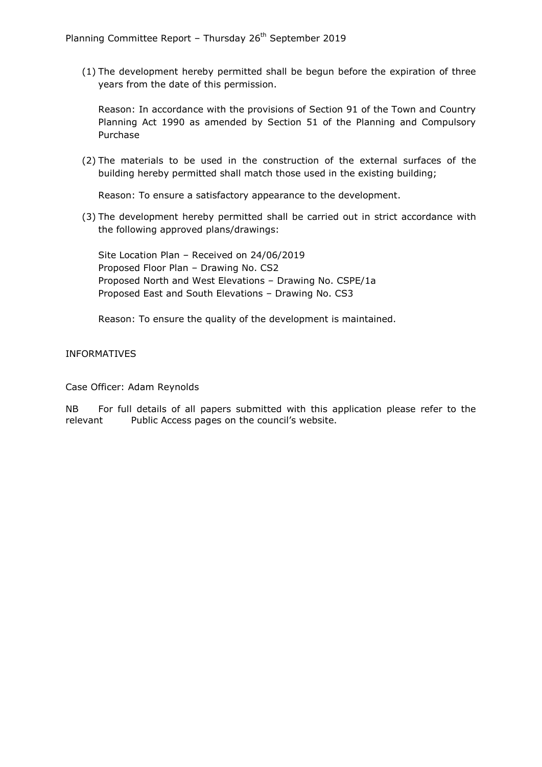(1) The development hereby permitted shall be begun before the expiration of three years from the date of this permission.

    Reason: In accordance with the provisions of Section 91 of the Town and Country Planning Act 1990 as amended by Section 51 of the Planning and Compulsory Purchase

(2) The materials to be used in the construction of the external surfaces of the building hereby permitted shall match those used in the existing building;

    Reason: To ensure a satisfactory appearance to the development.

(3) The development hereby permitted shall be carried out in strict accordance with the following approved plans/drawings:

    Site Location Plan – Received on 24/06/2019
    Proposed Floor Plan – Drawing No. CS2
    Proposed North and West Elevations – Drawing No. CSPE/1a
    Proposed East and South Elevations – Drawing No. CS3

    Reason: To ensure the quality of the development is maintained.

INFORMATIVES

Case Officer: Adam Reynolds

NB For full details of all papers submitted with this application please refer to the relevant Public Access pages on the council's website.